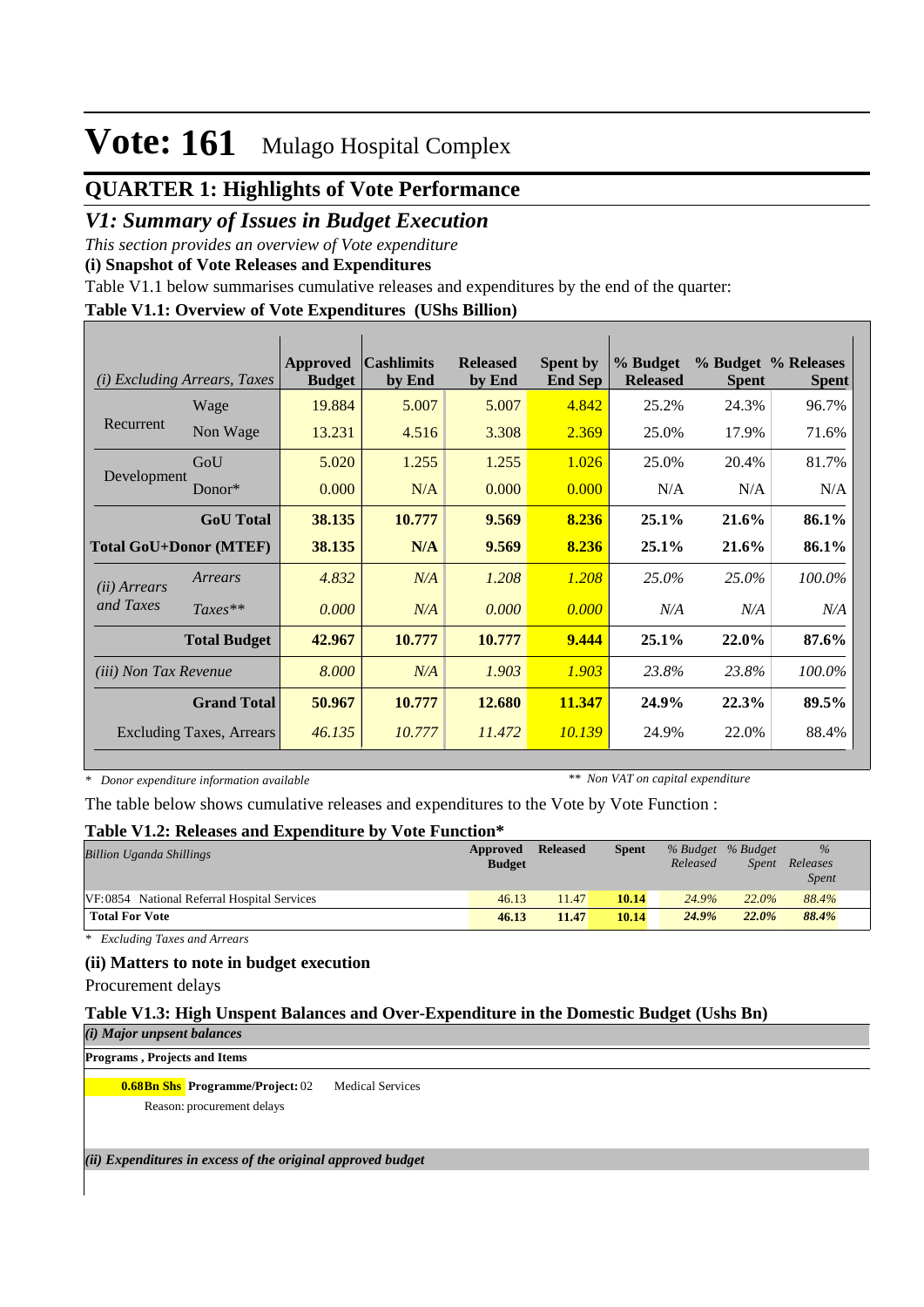# Vote: 161 Mulago Hospital Complex

## QUARTER 1: Highlights of Vote Performance

### *V1: Summary of Issues in Budget Execution*

*This section provides an overview of Vote expenditure*

**(i) Snapshot of Vote Releases and Expenditures**

Table V1.1 below summarises cumulative releases and expenditures by the end of the quarter:

**Table V1.1: Overview of Vote Expenditures (UShs Billion)**

| *(i) Excluding Arrears, Taxes* | | Approved Budget | Cashlimits by End | Released by End | Spent by End Sep | % Budget Released | % Budget Spent | % Releases Spent |
|---|---|---|---|---|---|---|---|---|
| Recurrent | Wage | 19.884 | 5.007 | 5.007 | 4.842 | 25.2% | 24.3% | 96.7% |
| | Non Wage | 13.231 | 4.516 | 3.308 | 2.369 | 25.0% | 17.9% | 71.6% |
| Development | GoU | 5.020 | 1.255 | 1.255 | 1.026 | 25.0% | 20.4% | 81.7% |
| | Donor* | 0.000 | N/A | 0.000 | 0.000 | N/A | N/A | N/A |
| | **GoU Total** | **38.135** | **10.777** | **9.569** | **8.236** | **25.1%** | **21.6%** | **86.1%** |
| **Total GoU+Donor (MTEF)** | | **38.135** | **N/A** | **9.569** | **8.236** | **25.1%** | **21.6%** | **86.1%** |
| *(ii) Arrears and Taxes* | *Arrears* | *4.832* | *N/A* | *1.208* | *1.208* | *25.0%* | *25.0%* | *100.0%* |
| | *Taxes*** | *0.000* | *N/A* | *0.000* | *0.000* | *N/A* | *N/A* | *N/A* |
| | **Total Budget** | **42.967** | **10.777** | **10.777** | **9.444** | **25.1%** | **22.0%** | **87.6%** |
| *(iii) Non Tax Revenue* | | *8.000* | *N/A* | *1.903* | *1.903* | *23.8%* | *23.8%* | *100.0%* |
| | **Grand Total** | **50.967** | **10.777** | **12.680** | **11.347** | **24.9%** | **22.3%** | **89.5%** |
| | Excluding Taxes, Arrears | *46.135* | *10.777* | *11.472* | *10.139* | 24.9% | 22.0% | 88.4% |

\* *Donor expenditure information available* &nbsp;&nbsp;&nbsp;&nbsp; ** *Non VAT on capital expenditure*

The table below shows cumulative releases and expenditures to the Vote by Vote Function :

**Table V1.2: Releases and Expenditure by Vote Function***

| *Billion Uganda Shillings* | Approved Budget | Released | Spent | *% Budget Released* | *% Budget Spent* | *% Releases Spent* |
|---|---|---|---|---|---|---|
| VF:0854 National Referral Hospital Services | 46.13 | 11.47 | **10.14** | *24.9%* | *22.0%* | *88.4%* |
| **Total For Vote** | **46.13** | **11.47** | **10.14** | ***24.9%*** | ***22.0%*** | ***88.4%*** |

\* *Excluding Taxes and Arrears*

**(ii) Matters to note in budget execution**

Procurement delays

**Table V1.3: High Unspent Balances and Over-Expenditure in the Domestic Budget (Ushs Bn)**

***(i) Major unpsent balances***

**Programs , Projects and Items**

**0.68Bn Shs** **Programme/Project:** 02 Medical Services

Reason: procurement delays

***(ii) Expenditures in excess of the original approved budget***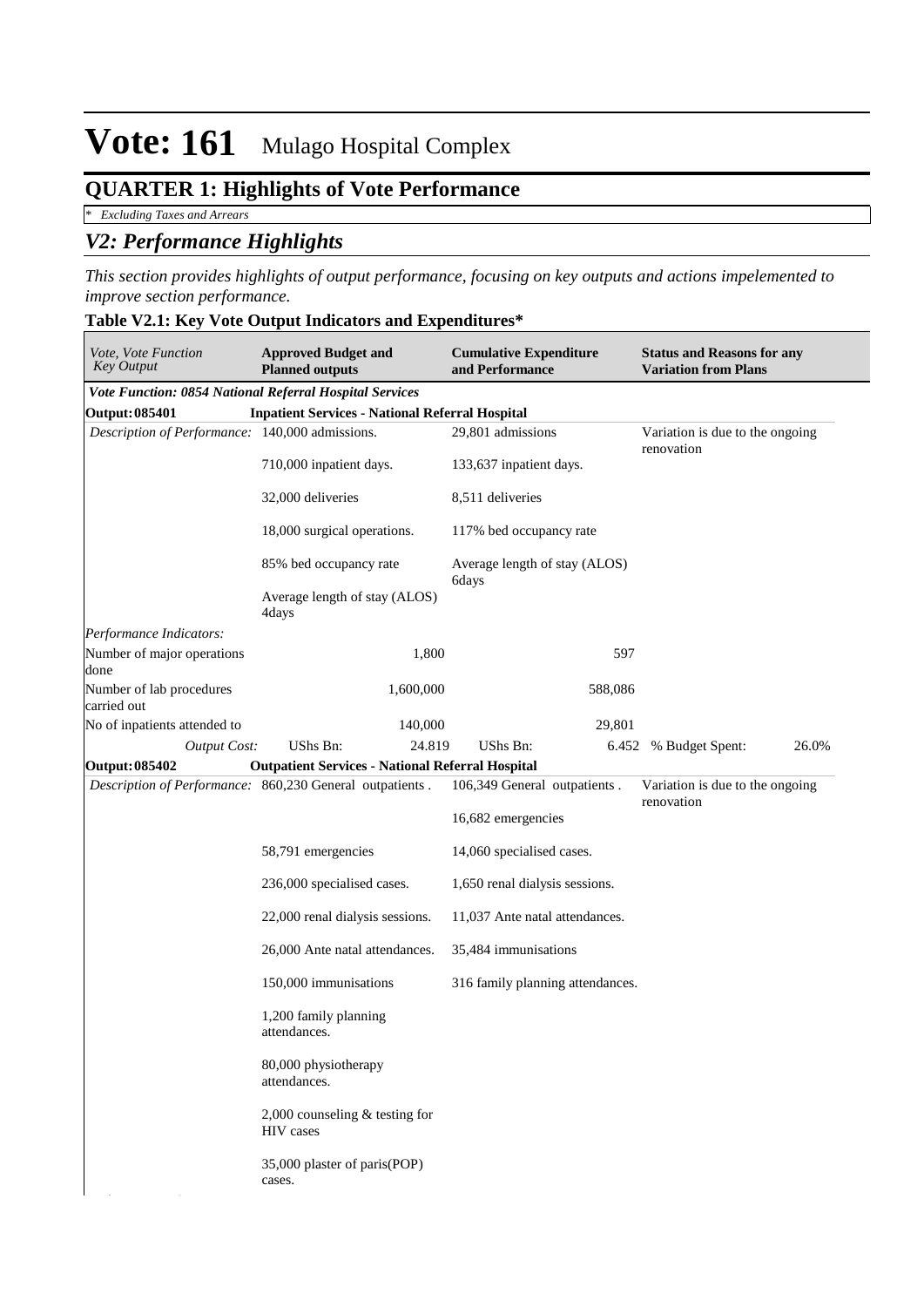# Vote: 161 Mulago Hospital Complex

## QUARTER 1: Highlights of Vote Performance

*\* Excluding Taxes and Arrears*

## *V2: Performance Highlights*

*This section provides highlights of output performance, focusing on key outputs and actions impelemented to improve section performance.*

**Table V2.1: Key Vote Output Indicators and Expenditures\***

| *Vote, Vote Function Key Output* | **Approved Budget and Planned outputs** | **Cumulative Expenditure and Performance** | **Status and Reasons for any Variation from Plans** |
|---|---|---|---|
| ***Vote Function: 0854 National Referral Hospital Services*** | | | |
| **Output: 085401** | **Inpatient Services - National Referral Hospital** | | |
| *Description of Performance:* | 140,000 admissions.<br><br>710,000 inpatient days.<br><br>32,000 deliveries<br><br>18,000 surgical operations.<br><br>85% bed occupancy rate<br><br>Average length of stay (ALOS) 4days | 29,801 admissions<br><br>133,637 inpatient days.<br><br>8,511 deliveries<br><br>117% bed occupancy rate<br><br>Average length of stay (ALOS) 6days | Variation is due to the ongoing renovation |
| *Performance Indicators:* | | | |
| Number of major operations done | 1,800 | 597 | |
| Number of lab procedures carried out | 1,600,000 | 588,086 | |
| No of inpatients attended to | 140,000 | 29,801 | |
| *Output Cost:* | UShs Bn: 24.819 | UShs Bn: 6.452 | % Budget Spent: 26.0% |
| **Output: 085402** | **Outpatient Services - National Referral Hospital** | | |
| *Description of Performance:* | 860,230 General outpatients .<br><br>58,791 emergencies<br><br>236,000 specialised cases.<br><br>22,000 renal dialysis sessions.<br><br>26,000 Ante natal attendances.<br><br>150,000 immunisations<br><br>1,200 family planning attendances.<br><br>80,000 physiotherapy attendances.<br><br>2,000 counseling & testing for HIV cases<br><br>35,000 plaster of paris(POP) cases. | 106,349 General outpatients .<br><br>16,682 emergencies<br><br>14,060 specialised cases.<br><br>1,650 renal dialysis sessions.<br><br>11,037 Ante natal attendances.<br><br>35,484 immunisations<br><br>316 family planning attendances. | Variation is due to the ongoing renovation |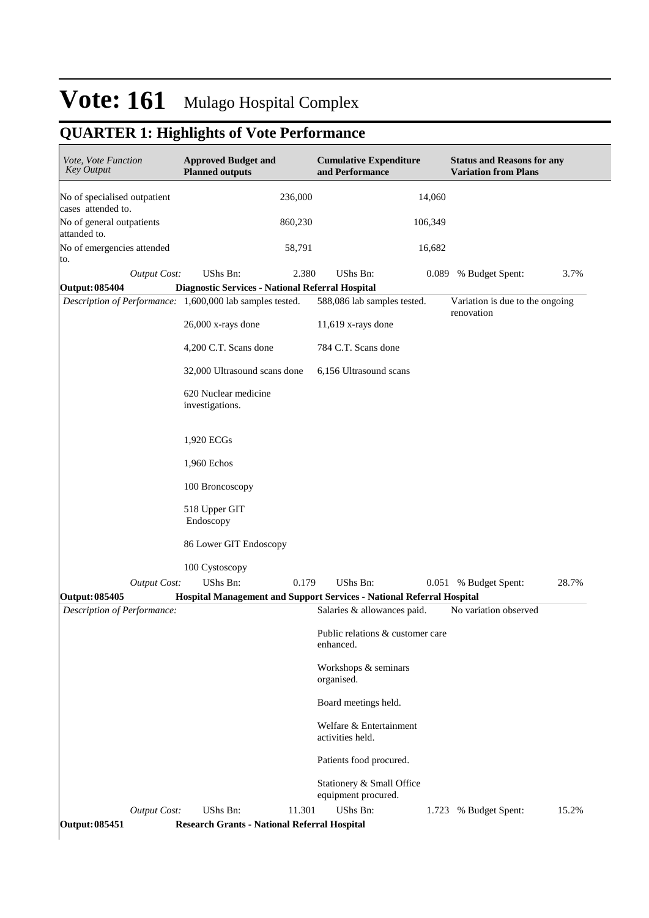# Vote: 161 Mulago Hospital Complex

## QUARTER 1: Highlights of Vote Performance

| *Vote, Vote Function Key Output* | **Approved Budget and Planned outputs** | **Cumulative Expenditure and Performance** | **Status and Reasons for any Variation from Plans** |
|---|---|---|---|
| No of specialised outpatient cases attended to. | 236,000 | 14,060 | |
| No of general outpatients attended to. | 860,230 | 106,349 | |
| No of emergencies attended to. | 58,791 | 16,682 | |
| *Output Cost:* | UShs Bn: 2.380 | UShs Bn: 0.089 | % Budget Spent: 3.7% |
| **Output: 085404** | **Diagnostic Services - National Referral Hospital** | | |
| *Description of Performance:* | 1,600,000 lab samples tested.<br><br>26,000 x-rays done<br><br>4,200 C.T. Scans done<br><br>32,000 Ultrasound scans done<br><br>620 Nuclear medicine investigations.<br><br>1,920 ECGs<br><br>1,960 Echos<br><br>100 Broncoscopy<br><br>518 Upper GIT Endoscopy<br><br>86 Lower GIT Endoscopy<br><br>100 Cystoscopy | 588,086 lab samples tested.<br><br>11,619 x-rays done<br><br>784 C.T. Scans done<br><br>6,156 Ultrasound scans | Variation is due to the ongoing renovation |
| *Output Cost:* | UShs Bn: 0.179 | UShs Bn: 0.051 | % Budget Spent: 28.7% |
| **Output: 085405** | **Hospital Management and Support Services - National Referral Hospital** | | |
| *Description of Performance:* | | Salaries & allowances paid.<br><br>Public relations & customer care enhanced.<br><br>Workshops & seminars organised.<br><br>Board meetings held.<br><br>Welfare & Entertainment activities held.<br><br>Patients food procured.<br><br>Stationery & Small Office equipment procured. | No variation observed |
| *Output Cost:* | UShs Bn: 11.301 | UShs Bn: 1.723 | % Budget Spent: 15.2% |
| **Output: 085451** | **Research Grants - National Referral Hospital** | | |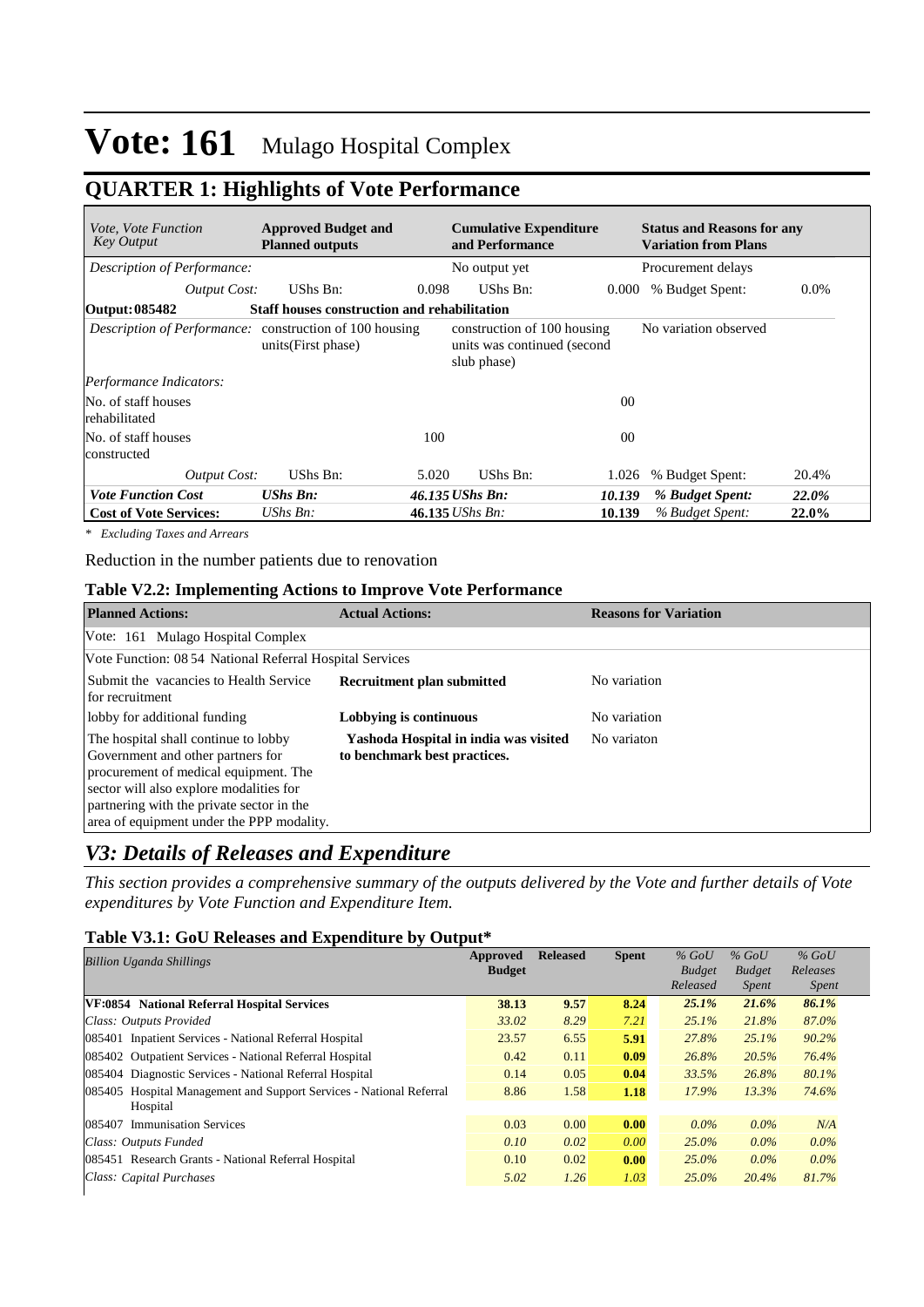# Vote: 161 Mulago Hospital Complex

## QUARTER 1: Highlights of Vote Performance

| *Vote, Vote Function Key Output* | **Approved Budget and Planned outputs** | | **Cumulative Expenditure and Performance** | | **Status and Reasons for any Variation from Plans** | |
|---|---|---|---|---|---|---|
| *Description of Performance:* | | | No output yet | | Procurement delays | |
| *Output Cost:* | UShs Bn: | 0.098 | UShs Bn: | 0.000 | % Budget Spent: | 0.0% |
| **Output: 085482** | **Staff houses construction and rehabilitation** | | | | | |
| *Description of Performance:* | construction of 100 housing units(First phase) | | construction of 100 housing units was continued (second slub phase) | | No variation observed | |
| *Performance Indicators:* | | | | | | |
| No. of staff houses rehabilitated | | | | 00 | | |
| No. of staff houses constructed | | 100 | | 00 | | |
| *Output Cost:* | UShs Bn: | 5.020 | UShs Bn: | 1.026 | % Budget Spent: | 20.4% |
| ***Vote Function Cost*** | ***UShs Bn:*** | ***46.135*** | ***UShs Bn:*** | ***10.139*** | ***% Budget Spent:*** | ***22.0%*** |
| **Cost of Vote Services:** | *UShs Bn:* | **46.135** | *UShs Bn:* | **10.139** | *% Budget Spent:* | **22.0%** |

*\* Excluding Taxes and Arrears*

Reduction in the number patients due to renovation

### Table V2.2: Implementing Actions to Improve Vote Performance

| **Planned Actions:** | **Actual Actions:** | **Reasons for Variation** |
|---|---|---|
| Vote: 161 Mulago Hospital Complex | | |
| Vote Function: 08 54 National Referral Hospital Services | | |
| Submit the vacancies to Health Service for recruitment | **Recruitment plan submitted** | No variation |
| lobby for additional funding | **Lobbying is continuous** | No variation |
| The hospital shall continue to lobby Government and other partners for procurement of medical equipment. The sector will also explore modalities for partnering with the private sector in the area of equipment under the PPP modality. | **Yashoda Hospital in india was visited to benchmark best practices.** | No variaton |

## *V3: Details of Releases and Expenditure*

*This section provides a comprehensive summary of the outputs delivered by the Vote and further details of Vote expenditures by Vote Function and Expenditure Item.*

### Table V3.1: GoU Releases and Expenditure by Output*

| *Billion Uganda Shillings* | **Approved Budget** | **Released** | **Spent** | *% GoU Budget Released* | *% GoU Budget Spent* | *% GoU Releases Spent* |
|---|---|---|---|---|---|---|
| **VF:0854 National Referral Hospital Services** | **38.13** | **9.57** | **8.24** | ***25.1%*** | ***21.6%*** | ***86.1%*** |
| *Class: Outputs Provided* | *33.02* | *8.29* | *7.21* | *25.1%* | *21.8%* | *87.0%* |
| 085401 Inpatient Services - National Referral Hospital | 23.57 | 6.55 | **5.91** | *27.8%* | *25.1%* | *90.2%* |
| 085402 Outpatient Services - National Referral Hospital | 0.42 | 0.11 | **0.09** | *26.8%* | *20.5%* | *76.4%* |
| 085404 Diagnostic Services - National Referral Hospital | 0.14 | 0.05 | **0.04** | *33.5%* | *26.8%* | *80.1%* |
| 085405 Hospital Management and Support Services - National Referral Hospital | 8.86 | 1.58 | **1.18** | *17.9%* | *13.3%* | *74.6%* |
| 085407 Immunisation Services | 0.03 | 0.00 | **0.00** | *0.0%* | *0.0%* | *N/A* |
| *Class: Outputs Funded* | *0.10* | *0.02* | *0.00* | *25.0%* | *0.0%* | *0.0%* |
| 085451 Research Grants - National Referral Hospital | 0.10 | 0.02 | **0.00** | *25.0%* | *0.0%* | *0.0%* |
| *Class: Capital Purchases* | *5.02* | *1.26* | *1.03* | *25.0%* | *20.4%* | *81.7%* |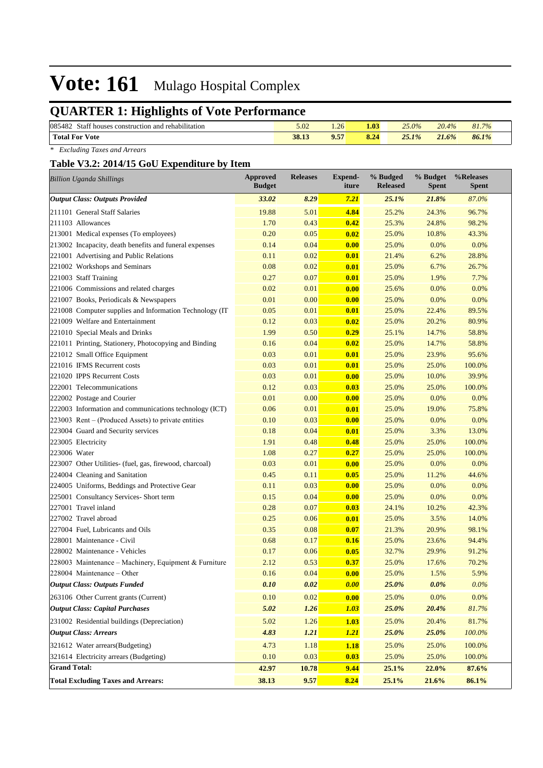# Vote: 161 Mulago Hospital Complex

## QUARTER 1: Highlights of Vote Performance

| | | | | | | |
|---|---|---|---|---|---|---|
| 085482 Staff houses construction and rehabilitation | 5.02 | 1.26 | **1.03** | *25.0%* | *20.4%* | *81.7%* |
| **Total For Vote** | **38.13** | **9.57** | **8.24** | ***25.1%*** | ***21.6%*** | ***86.1%*** |

*\* Excluding Taxes and Arrears*

### Table V3.2: 2014/15 GoU Expenditure by Item

| *Billion Uganda Shillings* | Approved Budget | Releases | Expend-iture | % Budged Released | % Budget Spent | %Releases Spent |
|---|---|---|---|---|---|---|
| ***Output Class: Outputs Provided*** | ***33.02*** | ***8.29*** | ***7.21*** | ***25.1%*** | ***21.8%*** | *87.0%* |
| 211101 General Staff Salaries | 19.88 | 5.01 | **4.84** | 25.2% | 24.3% | 96.7% |
| 211103 Allowances | 1.70 | 0.43 | **0.42** | 25.3% | 24.8% | 98.2% |
| 213001 Medical expenses (To employees) | 0.20 | 0.05 | **0.02** | 25.0% | 10.8% | 43.3% |
| 213002 Incapacity, death benefits and funeral expenses | 0.14 | 0.04 | **0.00** | 25.0% | 0.0% | 0.0% |
| 221001 Advertising and Public Relations | 0.11 | 0.02 | **0.01** | 21.4% | 6.2% | 28.8% |
| 221002 Workshops and Seminars | 0.08 | 0.02 | **0.01** | 25.0% | 6.7% | 26.7% |
| 221003 Staff Training | 0.27 | 0.07 | **0.01** | 25.0% | 1.9% | 7.7% |
| 221006 Commissions and related charges | 0.02 | 0.01 | **0.00** | 25.6% | 0.0% | 0.0% |
| 221007 Books, Periodicals & Newspapers | 0.01 | 0.00 | **0.00** | 25.0% | 0.0% | 0.0% |
| 221008 Computer supplies and Information Technology (IT | 0.05 | 0.01 | **0.01** | 25.0% | 22.4% | 89.5% |
| 221009 Welfare and Entertainment | 0.12 | 0.03 | **0.02** | 25.0% | 20.2% | 80.9% |
| 221010 Special Meals and Drinks | 1.99 | 0.50 | **0.29** | 25.1% | 14.7% | 58.8% |
| 221011 Printing, Stationery, Photocopying and Binding | 0.16 | 0.04 | **0.02** | 25.0% | 14.7% | 58.8% |
| 221012 Small Office Equipment | 0.03 | 0.01 | **0.01** | 25.0% | 23.9% | 95.6% |
| 221016 IFMS Recurrent costs | 0.03 | 0.01 | **0.01** | 25.0% | 25.0% | 100.0% |
| 221020 IPPS Recurrent Costs | 0.03 | 0.01 | **0.00** | 25.0% | 10.0% | 39.9% |
| 222001 Telecommunications | 0.12 | 0.03 | **0.03** | 25.0% | 25.0% | 100.0% |
| 222002 Postage and Courier | 0.01 | 0.00 | **0.00** | 25.0% | 0.0% | 0.0% |
| 222003 Information and communications technology (ICT) | 0.06 | 0.01 | **0.01** | 25.0% | 19.0% | 75.8% |
| 223003 Rent – (Produced Assets) to private entities | 0.10 | 0.03 | **0.00** | 25.0% | 0.0% | 0.0% |
| 223004 Guard and Security services | 0.18 | 0.04 | **0.01** | 25.0% | 3.3% | 13.0% |
| 223005 Electricity | 1.91 | 0.48 | **0.48** | 25.0% | 25.0% | 100.0% |
| 223006 Water | 1.08 | 0.27 | **0.27** | 25.0% | 25.0% | 100.0% |
| 223007 Other Utilities- (fuel, gas, firewood, charcoal) | 0.03 | 0.01 | **0.00** | 25.0% | 0.0% | 0.0% |
| 224004 Cleaning and Sanitation | 0.45 | 0.11 | **0.05** | 25.0% | 11.2% | 44.6% |
| 224005 Uniforms, Beddings and Protective Gear | 0.11 | 0.03 | **0.00** | 25.0% | 0.0% | 0.0% |
| 225001 Consultancy Services- Short term | 0.15 | 0.04 | **0.00** | 25.0% | 0.0% | 0.0% |
| 227001 Travel inland | 0.28 | 0.07 | **0.03** | 24.1% | 10.2% | 42.3% |
| 227002 Travel abroad | 0.25 | 0.06 | **0.01** | 25.0% | 3.5% | 14.0% |
| 227004 Fuel, Lubricants and Oils | 0.35 | 0.08 | **0.07** | 21.3% | 20.9% | 98.1% |
| 228001 Maintenance - Civil | 0.68 | 0.17 | **0.16** | 25.0% | 23.6% | 94.4% |
| 228002 Maintenance - Vehicles | 0.17 | 0.06 | **0.05** | 32.7% | 29.9% | 91.2% |
| 228003 Maintenance – Machinery, Equipment & Furniture | 2.12 | 0.53 | **0.37** | 25.0% | 17.6% | 70.2% |
| 228004 Maintenance – Other | 0.16 | 0.04 | **0.00** | 25.0% | 1.5% | 5.9% |
| ***Output Class: Outputs Funded*** | ***0.10*** | ***0.02*** | ***0.00*** | ***25.0%*** | ***0.0%*** | *0.0%* |
| 263106 Other Current grants (Current) | 0.10 | 0.02 | **0.00** | 25.0% | 0.0% | 0.0% |
| ***Output Class: Capital Purchases*** | ***5.02*** | ***1.26*** | ***1.03*** | ***25.0%*** | ***20.4%*** | *81.7%* |
| 231002 Residential buildings (Depreciation) | 5.02 | 1.26 | **1.03** | 25.0% | 20.4% | 81.7% |
| ***Output Class: Arrears*** | ***4.83*** | ***1.21*** | ***1.21*** | ***25.0%*** | ***25.0%*** | *100.0%* |
| 321612 Water arrears(Budgeting) | 4.73 | 1.18 | **1.18** | 25.0% | 25.0% | 100.0% |
| 321614 Electricity arrears (Budgeting) | 0.10 | 0.03 | **0.03** | 25.0% | 25.0% | 100.0% |
| **Grand Total:** | **42.97** | **10.78** | **9.44** | **25.1%** | **22.0%** | **87.6%** |
| **Total Excluding Taxes and Arrears:** | **38.13** | **9.57** | **8.24** | **25.1%** | **21.6%** | **86.1%** |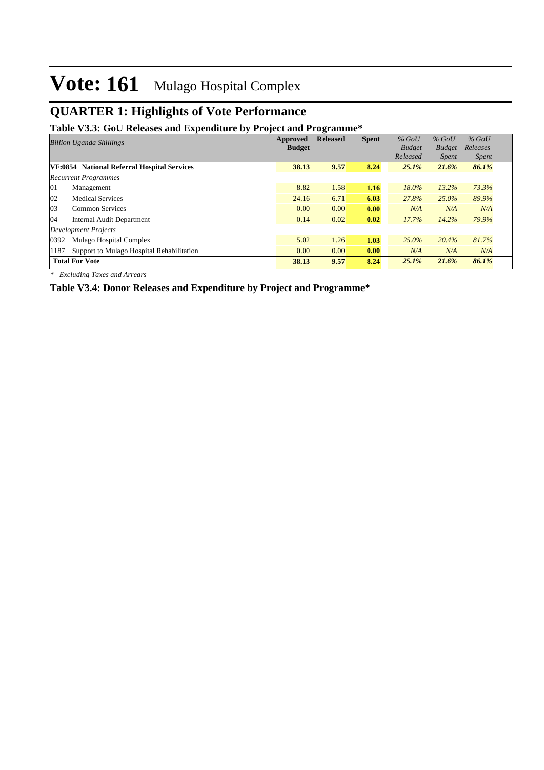# Vote: 161 Mulago Hospital Complex

## QUARTER 1: Highlights of Vote Performance

### Table V3.3: GoU Releases and Expenditure by Project and Programme*

| *Billion Uganda Shillings* | | Approved Budget | Released | Spent | *% GoU Budget Released* | *% GoU Budget Spent* | *% GoU Releases Spent* |
|---|---|---|---|---|---|---|---|
| **VF:0854 National Referral Hospital Services** | | **38.13** | **9.57** | **8.24** | ***25.1%*** | ***21.6%*** | ***86.1%*** |
| *Recurrent Programmes* | | | | | | | |
| 01 | Management | 8.82 | 1.58 | **1.16** | *18.0%* | *13.2%* | *73.3%* |
| 02 | Medical Services | 24.16 | 6.71 | **6.03** | *27.8%* | *25.0%* | *89.9%* |
| 03 | Common Services | 0.00 | 0.00 | **0.00** | *N/A* | *N/A* | *N/A* |
| 04 | Internal Audit Department | 0.14 | 0.02 | **0.02** | *17.7%* | *14.2%* | *79.9%* |
| *Development Projects* | | | | | | | |
| 0392 | Mulago Hospital Complex | 5.02 | 1.26 | **1.03** | *25.0%* | *20.4%* | *81.7%* |
| 1187 | Support to Mulago Hospital Rehabilitation | 0.00 | 0.00 | **0.00** | *N/A* | *N/A* | *N/A* |
| **Total For Vote** | | **38.13** | **9.57** | **8.24** | ***25.1%*** | ***21.6%*** | ***86.1%*** |

*\* Excluding Taxes and Arrears*

### Table V3.4: Donor Releases and Expenditure by Project and Programme*